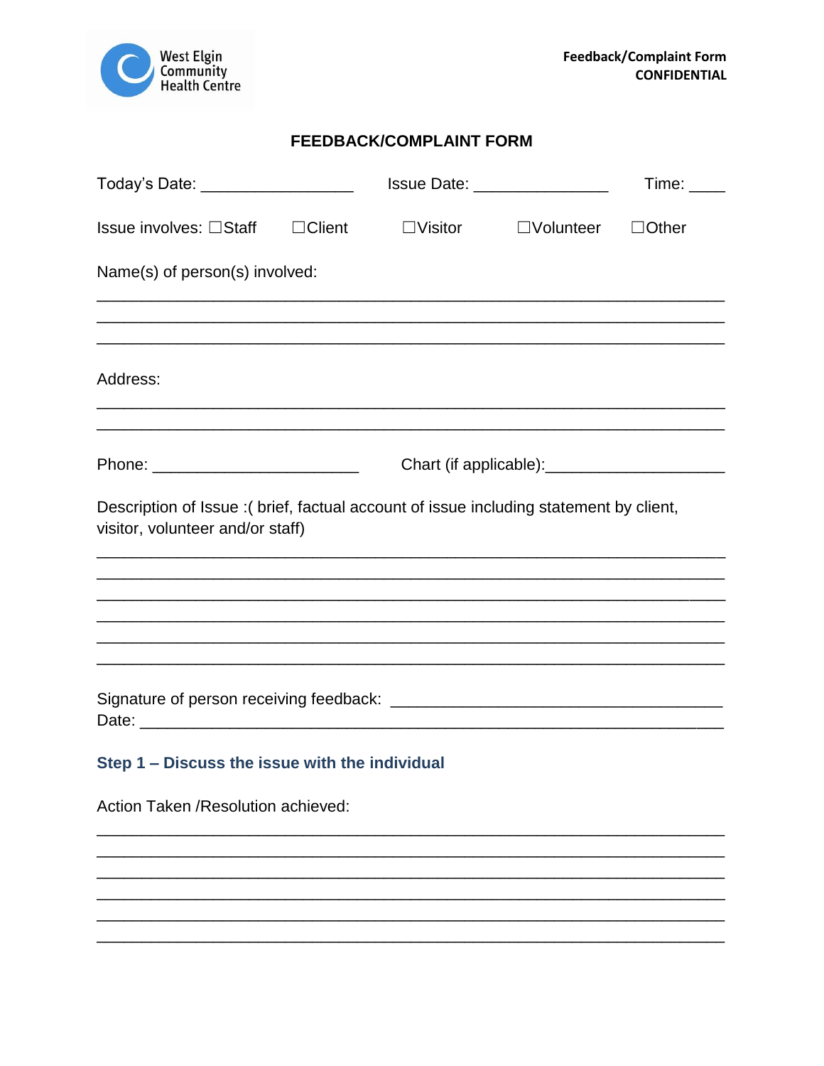West Elgin Community Health Centre

**Feedback/Complaint Form**
**CONFIDENTIAL**

# FEEDBACK/COMPLAINT FORM

Today's Date: ________________ Issue Date: ______________ Time: ____

Issue involves: ☐Staff ☐Client ☐Visitor ☐Volunteer ☐Other

Name(s) of person(s) involved:

_______________________________________________________________

_______________________________________________________________

_______________________________________________________________

Address:

_______________________________________________________________

_______________________________________________________________

Phone: ______________________ Chart (if applicable):___________________

Description of Issue :( brief, factual account of issue including statement by client, visitor, volunteer and/or staff)

_______________________________________________________________

_______________________________________________________________

_______________________________________________________________

_______________________________________________________________

_______________________________________________________________

_______________________________________________________________

Signature of person receiving feedback: ____________________________________
Date: _____________________________________________________________

### Step 1 – Discuss the issue with the individual

Action Taken /Resolution achieved:

_______________________________________________________________

_______________________________________________________________

_______________________________________________________________

_______________________________________________________________

_______________________________________________________________

_______________________________________________________________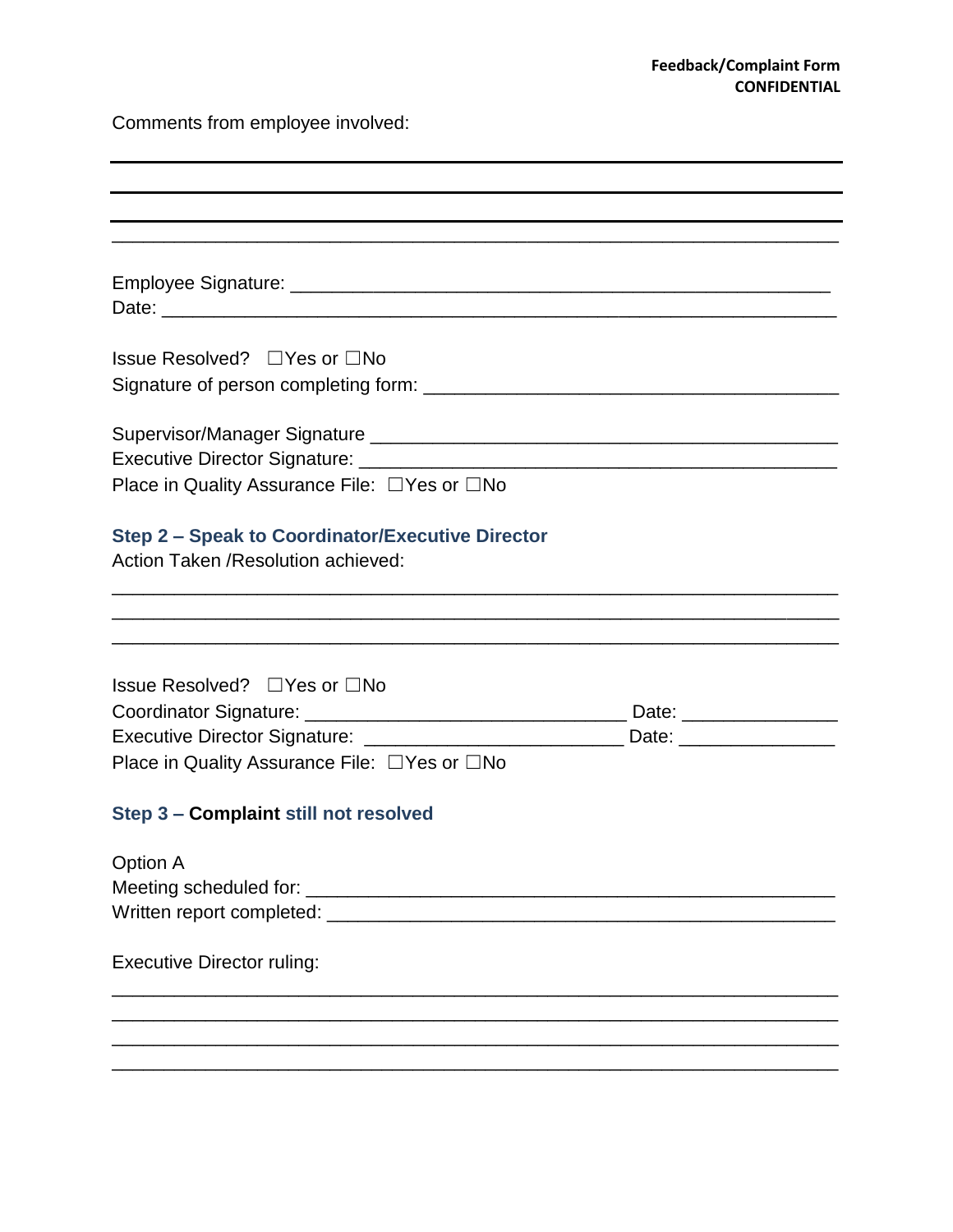Comments from employee involved:

_______________________________________________________________________

_______________________________________________________________________

_______________________________________________________________________

_______________________________________________________________________

Employee Signature: ____________________________________________________

Date: ________________________________________________________________

Issue Resolved? ☐Yes or ☐No

Signature of person completing form: ____________________________________

Supervisor/Manager Signature __________________________________________

Executive Director Signature: __________________________________________

Place in Quality Assurance File: ☐Yes or ☐No

### Step 2 – Speak to Coordinator/Executive Director

Action Taken /Resolution achieved:

_______________________________________________________________________

_______________________________________________________________________

_______________________________________________________________________

Issue Resolved? ☐Yes or ☐No

Coordinator Signature: ______________________________ Date: ______________

Executive Director Signature: ________________________ Date: ______________

Place in Quality Assurance File: ☐Yes or ☐No

### Step 3 – **Complaint** still not resolved

Option A

Meeting scheduled for: _________________________________________________

Written report completed: ______________________________________________

Executive Director ruling:

_______________________________________________________________________

_______________________________________________________________________

_______________________________________________________________________

_______________________________________________________________________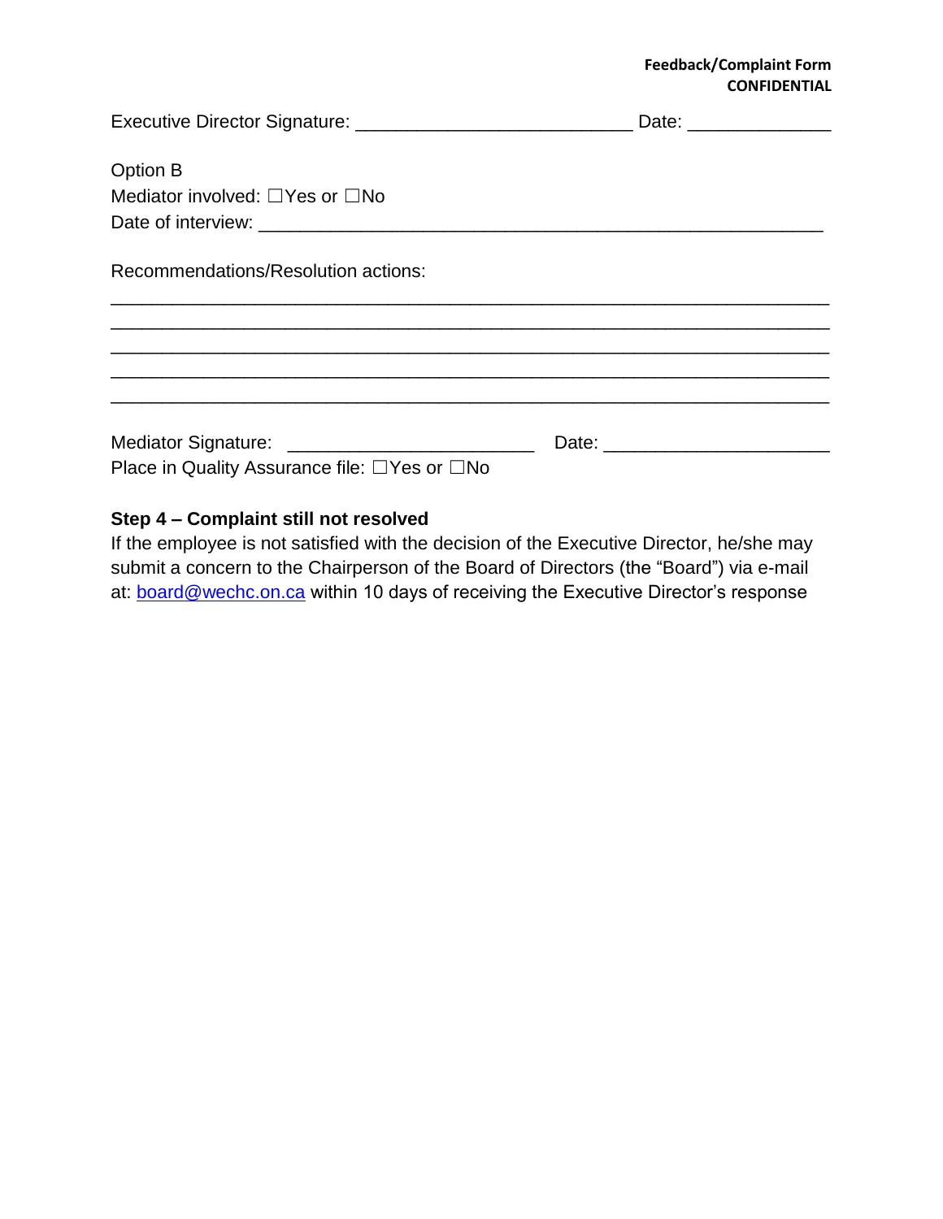Executive Director Signature: ___________________________ Date: ______________

Option B

Mediator involved: ☐Yes or ☐No

Date of interview: _______________________________________________________

Recommendations/Resolution actions:

______________________________________________________________________

______________________________________________________________________

______________________________________________________________________

______________________________________________________________________

______________________________________________________________________

Mediator Signature: ________________________ Date: ______________________

Place in Quality Assurance file: ☐Yes or ☐No

**Step 4 – Complaint still not resolved**

If the employee is not satisfied with the decision of the Executive Director, he/she may submit a concern to the Chairperson of the Board of Directors (the "Board") via e-mail at: [board@wechc.on.ca](mailto:board@wechc.on.ca) within 10 days of receiving the Executive Director's response